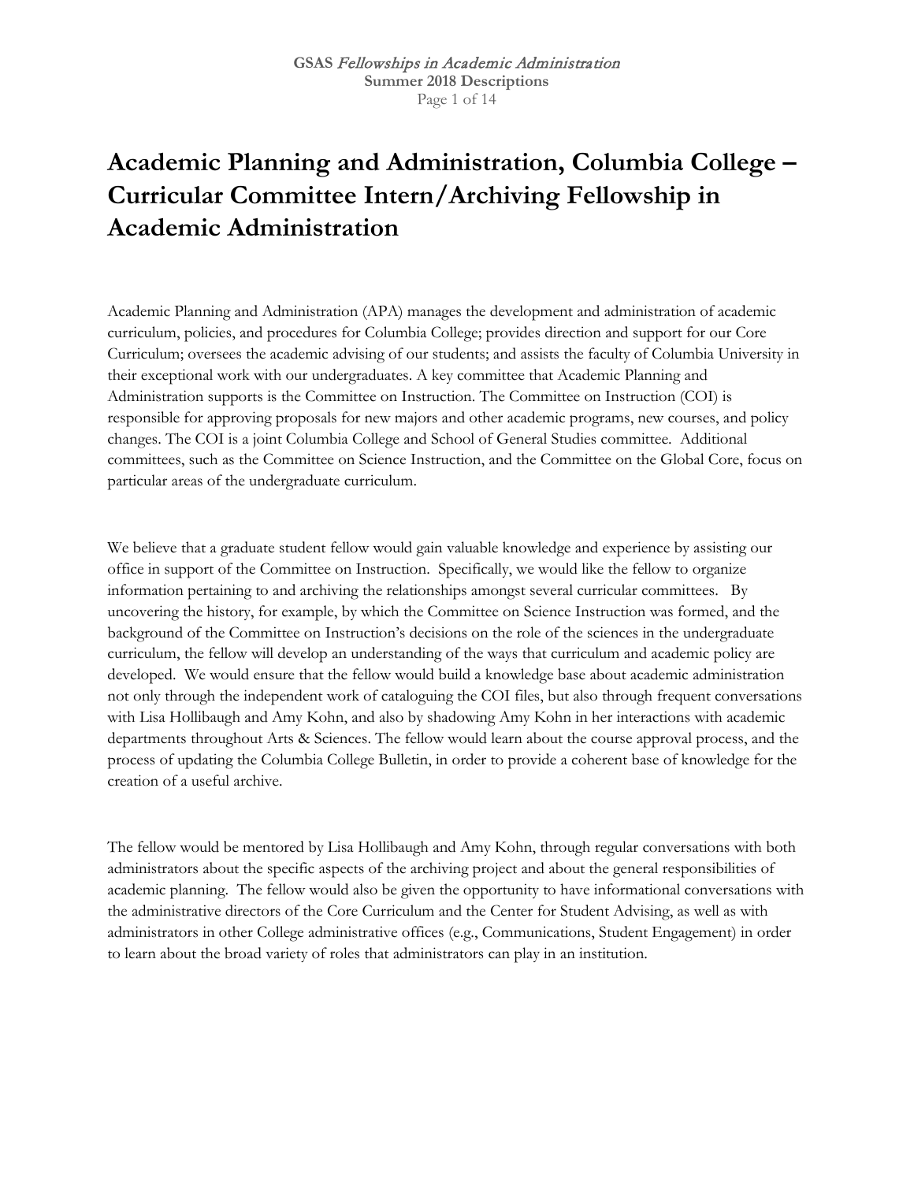# Academic Planning and Administration, Columbia College – Curricular Committee Intern/Archiving Fellowship in Academic Administration

Academic Planning and Administration (APA) manages the development and administration of academic curriculum, policies, and procedures for Columbia College; provides direction and support for our Core Curriculum; oversees the academic advising of our students; and assists the faculty of Columbia University in their exceptional work with our undergraduates. A key committee that Academic Planning and Administration supports is the Committee on Instruction. The Committee on Instruction (COI) is responsible for approving proposals for new majors and other academic programs, new courses, and policy changes. The COI is a joint Columbia College and School of General Studies committee. Additional committees, such as the Committee on Science Instruction, and the Committee on the Global Core, focus on particular areas of the undergraduate curriculum.

We believe that a graduate student fellow would gain valuable knowledge and experience by assisting our office in support of the Committee on Instruction. Specifically, we would like the fellow to organize information pertaining to and archiving the relationships amongst several curricular committees. By uncovering the history, for example, by which the Committee on Science Instruction was formed, and the background of the Committee on Instruction's decisions on the role of the sciences in the undergraduate curriculum, the fellow will develop an understanding of the ways that curriculum and academic policy are developed. We would ensure that the fellow would build a knowledge base about academic administration not only through the independent work of cataloguing the COI files, but also through frequent conversations with Lisa Hollibaugh and Amy Kohn, and also by shadowing Amy Kohn in her interactions with academic departments throughout Arts & Sciences. The fellow would learn about the course approval process, and the process of updating the Columbia College Bulletin, in order to provide a coherent base of knowledge for the creation of a useful archive.

The fellow would be mentored by Lisa Hollibaugh and Amy Kohn, through regular conversations with both administrators about the specific aspects of the archiving project and about the general responsibilities of academic planning. The fellow would also be given the opportunity to have informational conversations with the administrative directors of the Core Curriculum and the Center for Student Advising, as well as with administrators in other College administrative offices (e.g., Communications, Student Engagement) in order to learn about the broad variety of roles that administrators can play in an institution.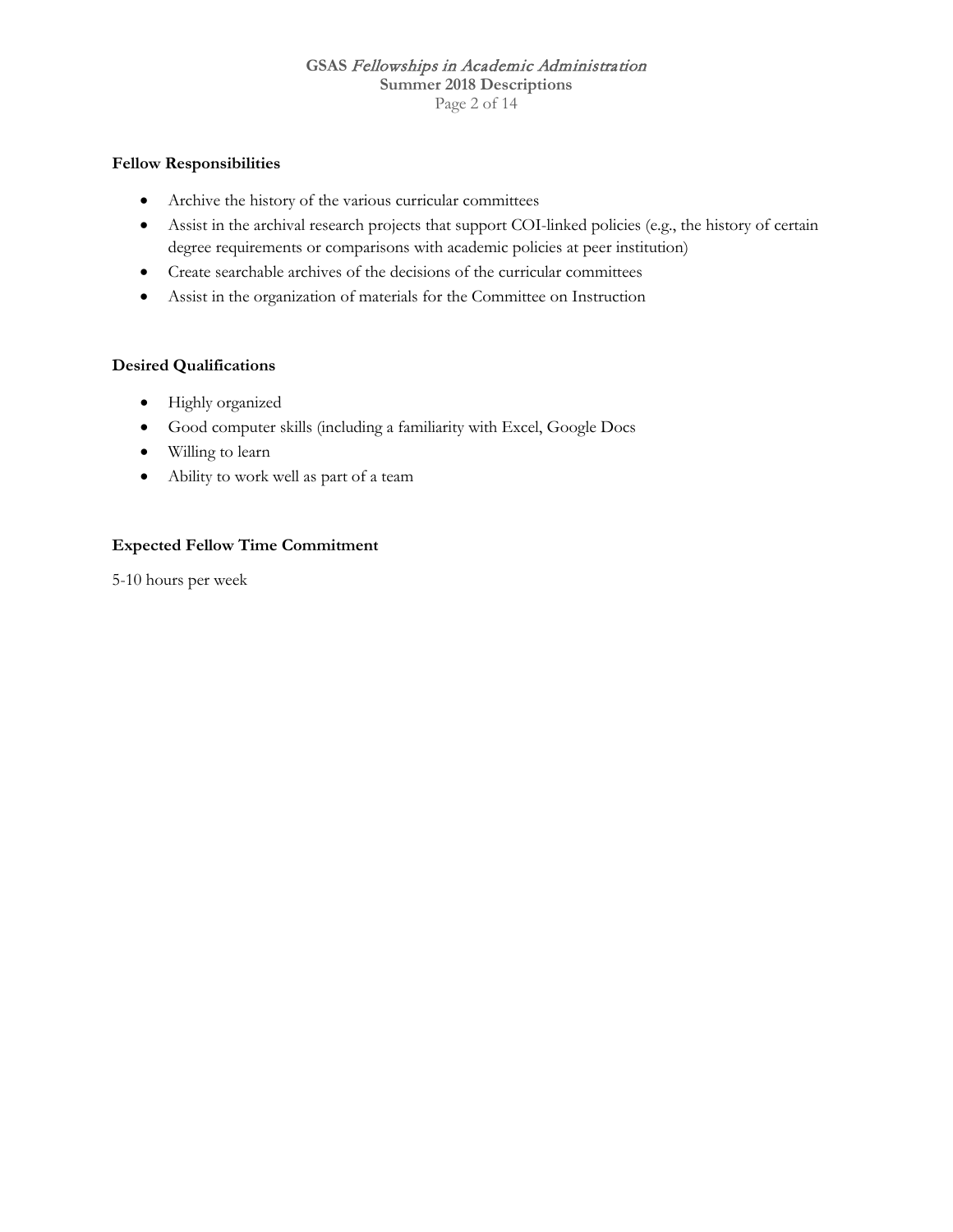**Fellow Responsibilities**

- Archive the history of the various curricular committees
- Assist in the archival research projects that support COI-linked policies (e.g., the history of certain degree requirements or comparisons with academic policies at peer institution)
- Create searchable archives of the decisions of the curricular committees
- Assist in the organization of materials for the Committee on Instruction

**Desired Qualifications**

- Highly organized
- Good computer skills (including a familiarity with Excel, Google Docs
- Willing to learn
- Ability to work well as part of a team

**Expected Fellow Time Commitment**

5-10 hours per week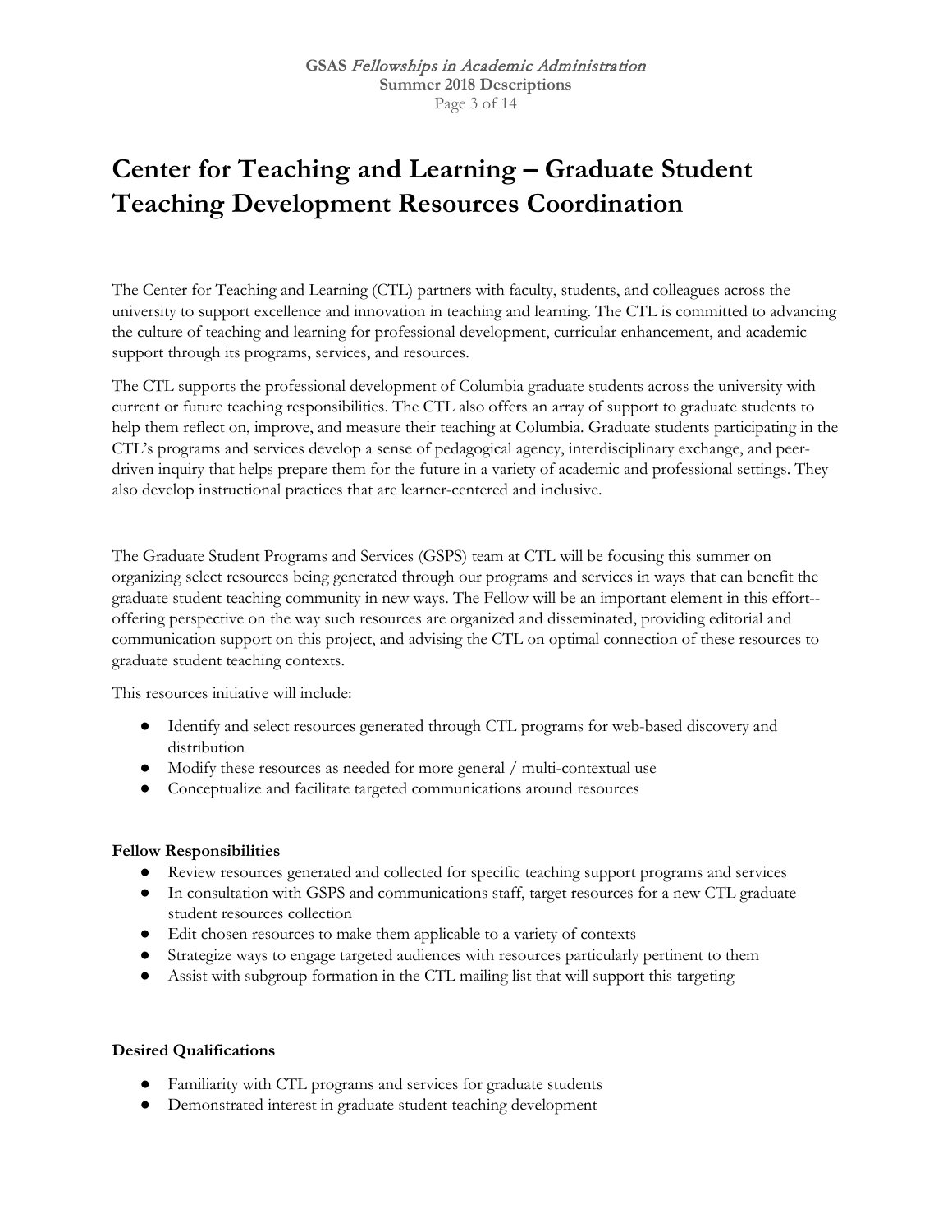# Center for Teaching and Learning – Graduate Student Teaching Development Resources Coordination

The Center for Teaching and Learning (CTL) partners with faculty, students, and colleagues across the university to support excellence and innovation in teaching and learning. The CTL is committed to advancing the culture of teaching and learning for professional development, curricular enhancement, and academic support through its programs, services, and resources.

The CTL supports the professional development of Columbia graduate students across the university with current or future teaching responsibilities. The CTL also offers an array of support to graduate students to help them reflect on, improve, and measure their teaching at Columbia. Graduate students participating in the CTL's programs and services develop a sense of pedagogical agency, interdisciplinary exchange, and peer-driven inquiry that helps prepare them for the future in a variety of academic and professional settings. They also develop instructional practices that are learner-centered and inclusive.

The Graduate Student Programs and Services (GSPS) team at CTL will be focusing this summer on organizing select resources being generated through our programs and services in ways that can benefit the graduate student teaching community in new ways. The Fellow will be an important element in this effort--offering perspective on the way such resources are organized and disseminated, providing editorial and communication support on this project, and advising the CTL on optimal connection of these resources to graduate student teaching contexts.

This resources initiative will include:

- Identify and select resources generated through CTL programs for web-based discovery and distribution
- Modify these resources as needed for more general / multi-contextual use
- Conceptualize and facilitate targeted communications around resources

**Fellow Responsibilities**

- Review resources generated and collected for specific teaching support programs and services
- In consultation with GSPS and communications staff, target resources for a new CTL graduate student resources collection
- Edit chosen resources to make them applicable to a variety of contexts
- Strategize ways to engage targeted audiences with resources particularly pertinent to them
- Assist with subgroup formation in the CTL mailing list that will support this targeting

**Desired Qualifications**

- Familiarity with CTL programs and services for graduate students
- Demonstrated interest in graduate student teaching development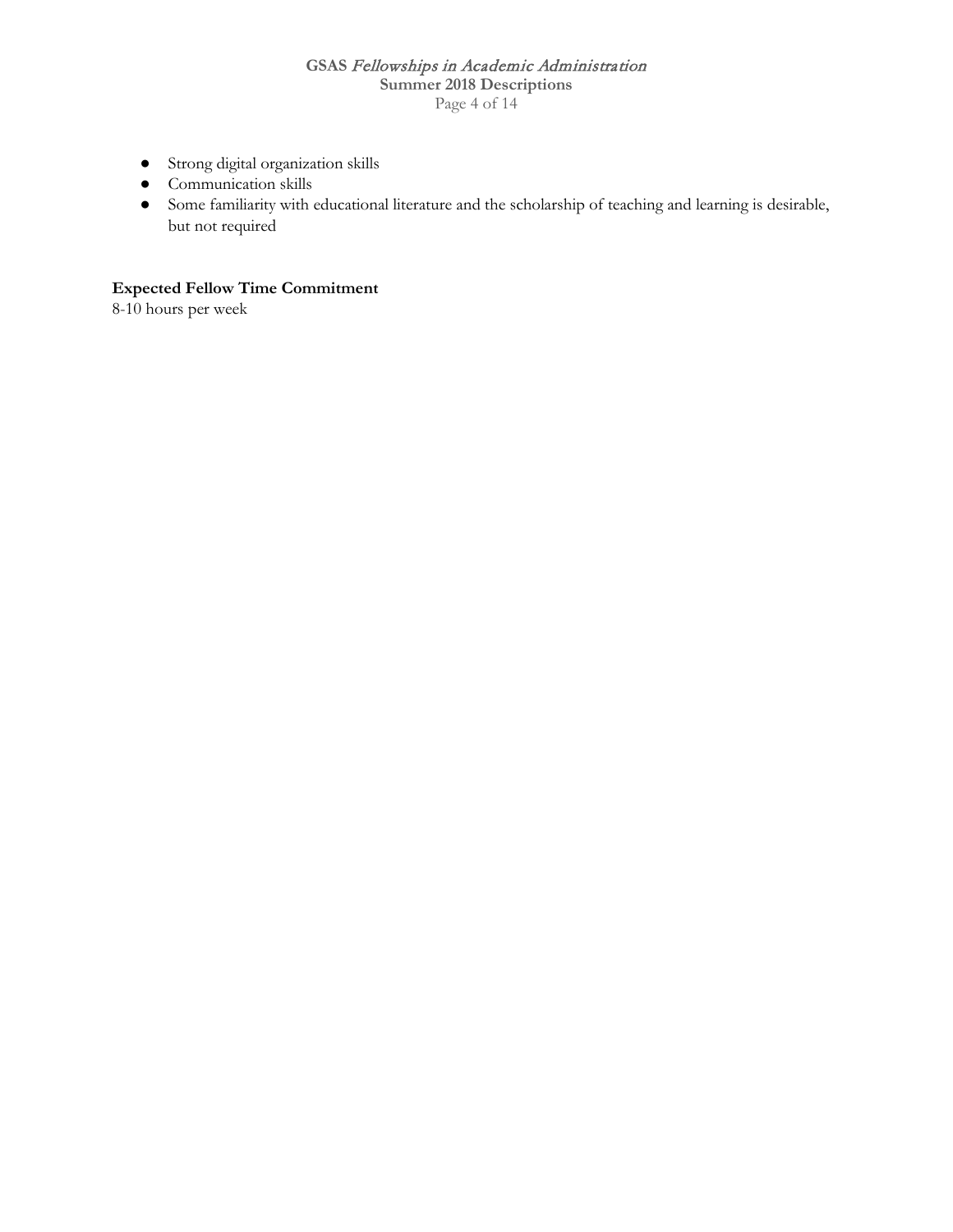- Strong digital organization skills
- Communication skills
- Some familiarity with educational literature and the scholarship of teaching and learning is desirable, but not required

**Expected Fellow Time Commitment**

8-10 hours per week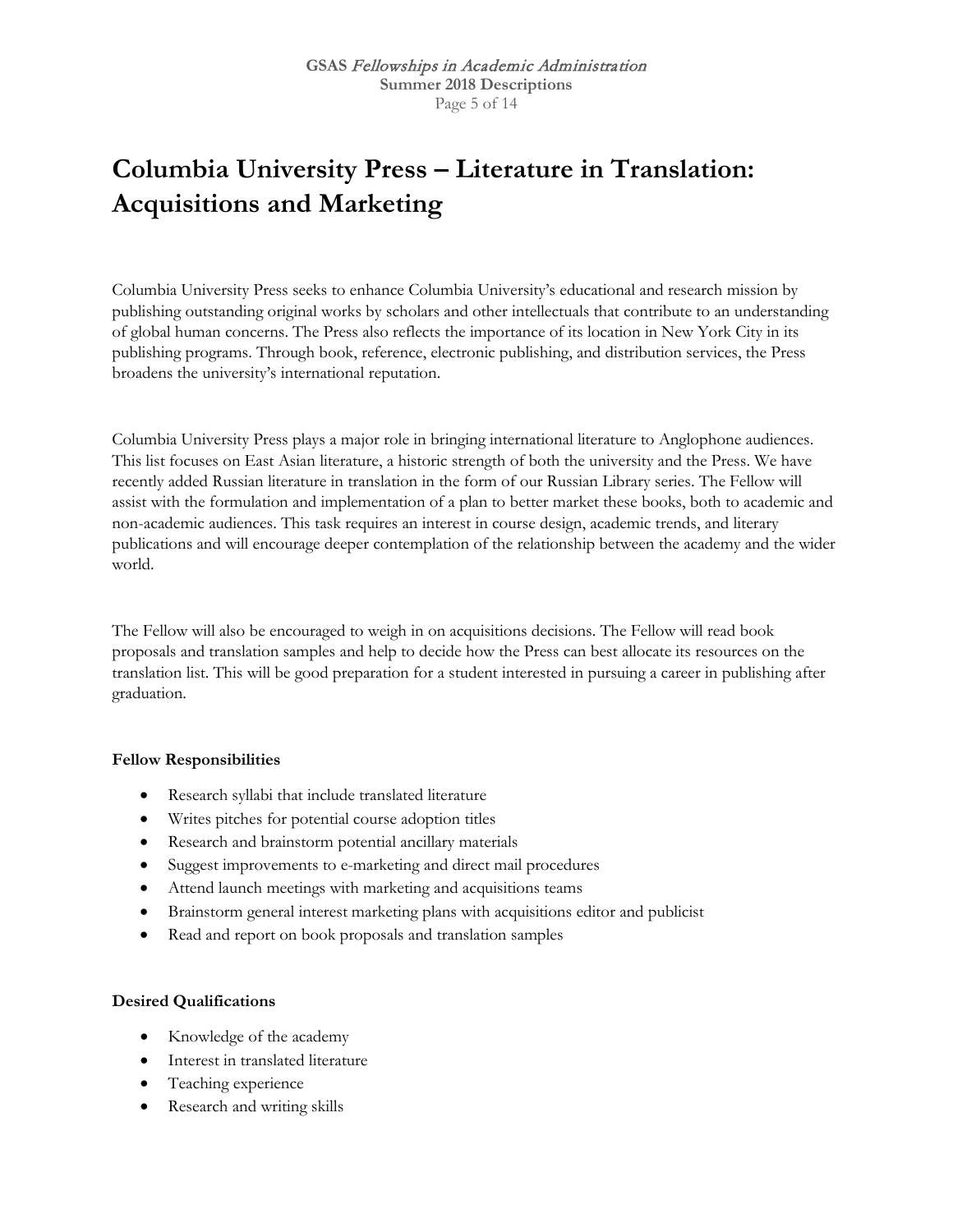# Columbia University Press – Literature in Translation: Acquisitions and Marketing

Columbia University Press seeks to enhance Columbia University's educational and research mission by publishing outstanding original works by scholars and other intellectuals that contribute to an understanding of global human concerns. The Press also reflects the importance of its location in New York City in its publishing programs. Through book, reference, electronic publishing, and distribution services, the Press broadens the university's international reputation.

Columbia University Press plays a major role in bringing international literature to Anglophone audiences. This list focuses on East Asian literature, a historic strength of both the university and the Press. We have recently added Russian literature in translation in the form of our Russian Library series. The Fellow will assist with the formulation and implementation of a plan to better market these books, both to academic and non-academic audiences. This task requires an interest in course design, academic trends, and literary publications and will encourage deeper contemplation of the relationship between the academy and the wider world.

The Fellow will also be encouraged to weigh in on acquisitions decisions. The Fellow will read book proposals and translation samples and help to decide how the Press can best allocate its resources on the translation list. This will be good preparation for a student interested in pursuing a career in publishing after graduation.

**Fellow Responsibilities**

- Research syllabi that include translated literature
- Writes pitches for potential course adoption titles
- Research and brainstorm potential ancillary materials
- Suggest improvements to e-marketing and direct mail procedures
- Attend launch meetings with marketing and acquisitions teams
- Brainstorm general interest marketing plans with acquisitions editor and publicist
- Read and report on book proposals and translation samples

**Desired Qualifications**

- Knowledge of the academy
- Interest in translated literature
- Teaching experience
- Research and writing skills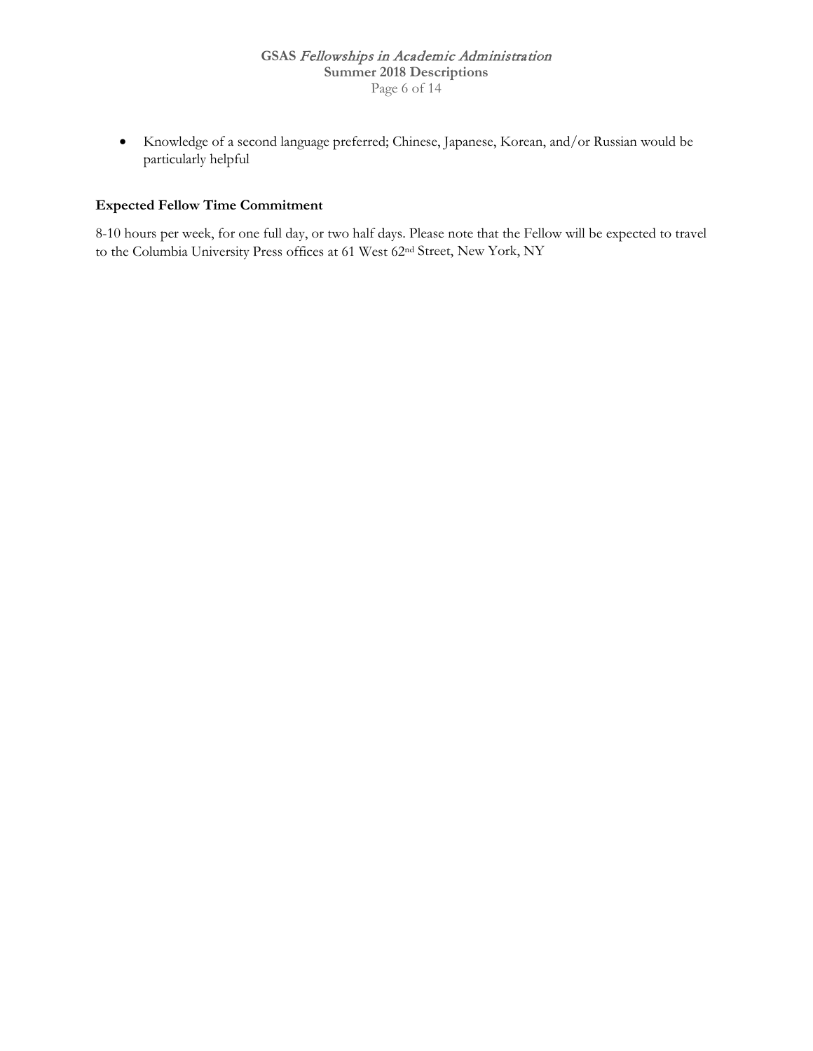- Knowledge of a second language preferred; Chinese, Japanese, Korean, and/or Russian would be particularly helpful

**Expected Fellow Time Commitment**

8-10 hours per week, for one full day, or two half days. Please note that the Fellow will be expected to travel to the Columbia University Press offices at 61 West 62nd Street, New York, NY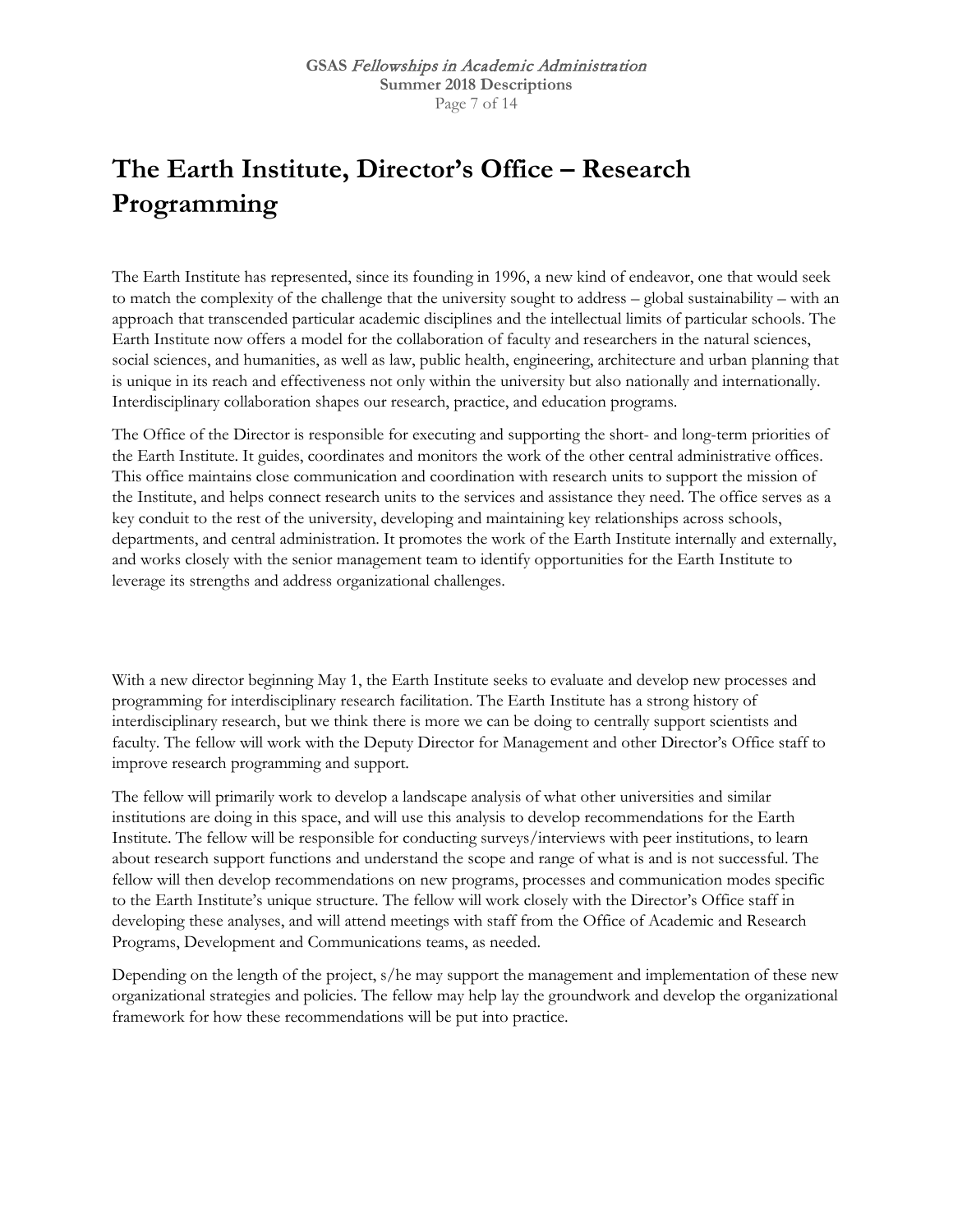# The Earth Institute, Director's Office – Research Programming

The Earth Institute has represented, since its founding in 1996, a new kind of endeavor, one that would seek to match the complexity of the challenge that the university sought to address – global sustainability – with an approach that transcended particular academic disciplines and the intellectual limits of particular schools. The Earth Institute now offers a model for the collaboration of faculty and researchers in the natural sciences, social sciences, and humanities, as well as law, public health, engineering, architecture and urban planning that is unique in its reach and effectiveness not only within the university but also nationally and internationally. Interdisciplinary collaboration shapes our research, practice, and education programs.

The Office of the Director is responsible for executing and supporting the short- and long-term priorities of the Earth Institute. It guides, coordinates and monitors the work of the other central administrative offices. This office maintains close communication and coordination with research units to support the mission of the Institute, and helps connect research units to the services and assistance they need. The office serves as a key conduit to the rest of the university, developing and maintaining key relationships across schools, departments, and central administration. It promotes the work of the Earth Institute internally and externally, and works closely with the senior management team to identify opportunities for the Earth Institute to leverage its strengths and address organizational challenges.

With a new director beginning May 1, the Earth Institute seeks to evaluate and develop new processes and programming for interdisciplinary research facilitation. The Earth Institute has a strong history of interdisciplinary research, but we think there is more we can be doing to centrally support scientists and faculty. The fellow will work with the Deputy Director for Management and other Director's Office staff to improve research programming and support.

The fellow will primarily work to develop a landscape analysis of what other universities and similar institutions are doing in this space, and will use this analysis to develop recommendations for the Earth Institute. The fellow will be responsible for conducting surveys/interviews with peer institutions, to learn about research support functions and understand the scope and range of what is and is not successful. The fellow will then develop recommendations on new programs, processes and communication modes specific to the Earth Institute's unique structure. The fellow will work closely with the Director's Office staff in developing these analyses, and will attend meetings with staff from the Office of Academic and Research Programs, Development and Communications teams, as needed.

Depending on the length of the project, s/he may support the management and implementation of these new organizational strategies and policies. The fellow may help lay the groundwork and develop the organizational framework for how these recommendations will be put into practice.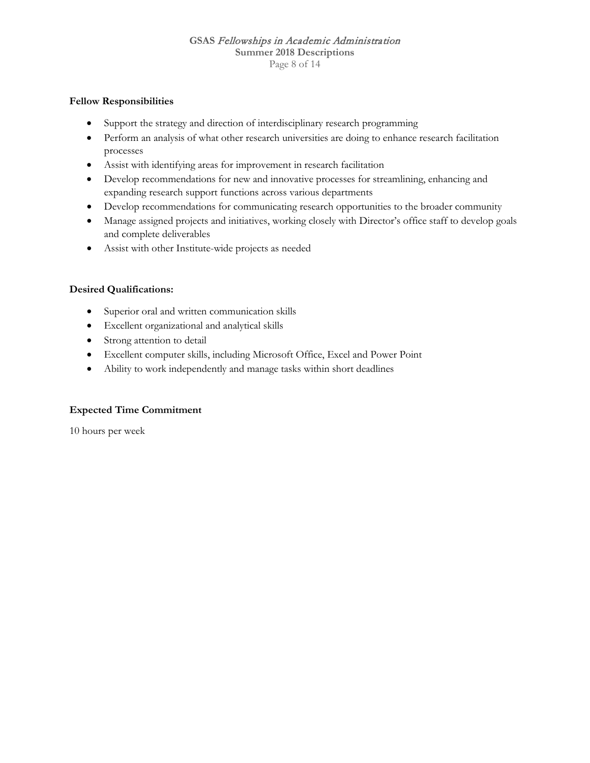**Fellow Responsibilities**

- Support the strategy and direction of interdisciplinary research programming
- Perform an analysis of what other research universities are doing to enhance research facilitation processes
- Assist with identifying areas for improvement in research facilitation
- Develop recommendations for new and innovative processes for streamlining, enhancing and expanding research support functions across various departments
- Develop recommendations for communicating research opportunities to the broader community
- Manage assigned projects and initiatives, working closely with Director's office staff to develop goals and complete deliverables
- Assist with other Institute-wide projects as needed

**Desired Qualifications:**

- Superior oral and written communication skills
- Excellent organizational and analytical skills
- Strong attention to detail
- Excellent computer skills, including Microsoft Office, Excel and Power Point
- Ability to work independently and manage tasks within short deadlines

**Expected Time Commitment**

10 hours per week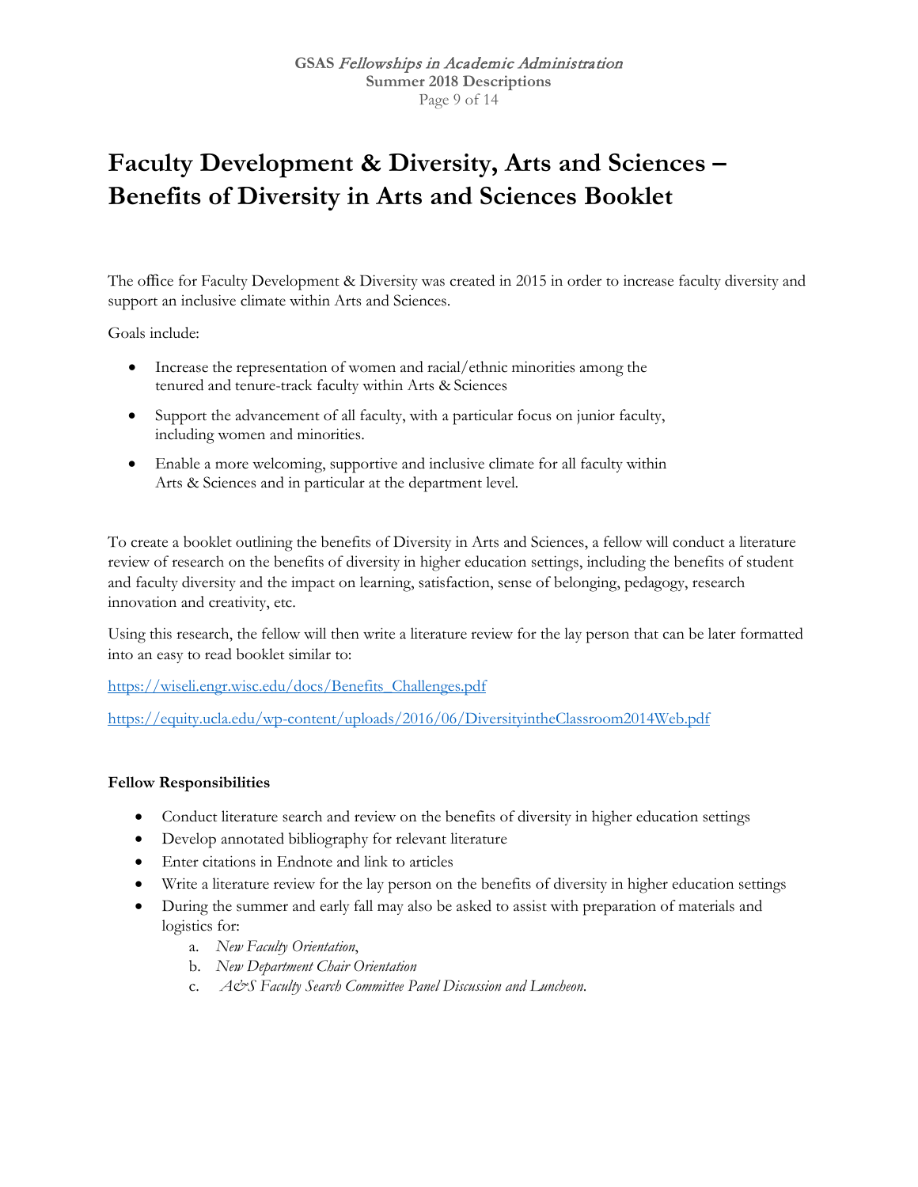# Faculty Development & Diversity, Arts and Sciences – Benefits of Diversity in Arts and Sciences Booklet

The office for Faculty Development & Diversity was created in 2015 in order to increase faculty diversity and support an inclusive climate within Arts and Sciences.

Goals include:

- Increase the representation of women and racial/ethnic minorities among the tenured and tenure-track faculty within Arts & Sciences
- Support the advancement of all faculty, with a particular focus on junior faculty, including women and minorities.
- Enable a more welcoming, supportive and inclusive climate for all faculty within Arts & Sciences and in particular at the department level.

To create a booklet outlining the benefits of Diversity in Arts and Sciences, a fellow will conduct a literature review of research on the benefits of diversity in higher education settings, including the benefits of student and faculty diversity and the impact on learning, satisfaction, sense of belonging, pedagogy, research innovation and creativity, etc.

Using this research, the fellow will then write a literature review for the lay person that can be later formatted into an easy to read booklet similar to:

https://wiseli.engr.wisc.edu/docs/Benefits_Challenges.pdf

https://equity.ucla.edu/wp-content/uploads/2016/06/DiversityintheClassroom2014Web.pdf

**Fellow Responsibilities**

- Conduct literature search and review on the benefits of diversity in higher education settings
- Develop annotated bibliography for relevant literature
- Enter citations in Endnote and link to articles
- Write a literature review for the lay person on the benefits of diversity in higher education settings
- During the summer and early fall may also be asked to assist with preparation of materials and logistics for:
  a. *New Faculty Orientation*,
  b. *New Department Chair Orientation*
  c. *A&S Faculty Search Committee Panel Discussion and Luncheon*.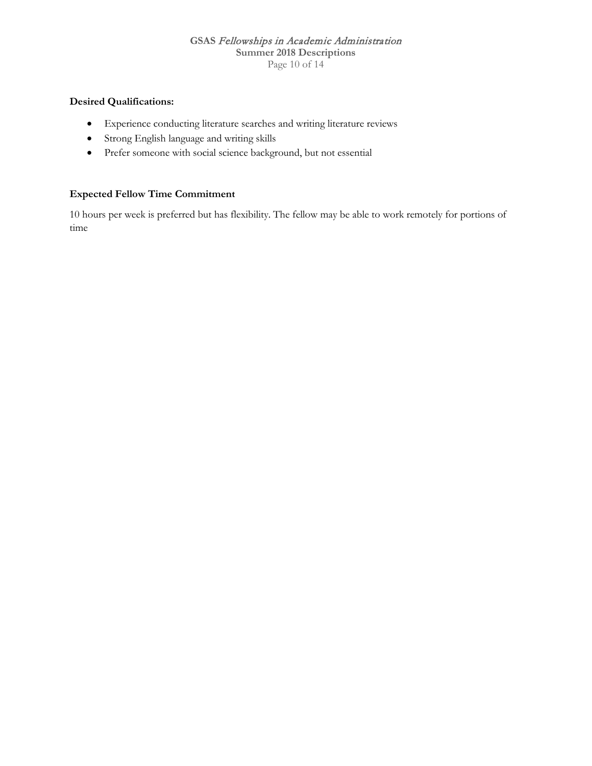**Desired Qualifications:**

- Experience conducting literature searches and writing literature reviews
- Strong English language and writing skills
- Prefer someone with social science background, but not essential

**Expected Fellow Time Commitment**

10 hours per week is preferred but has flexibility. The fellow may be able to work remotely for portions of time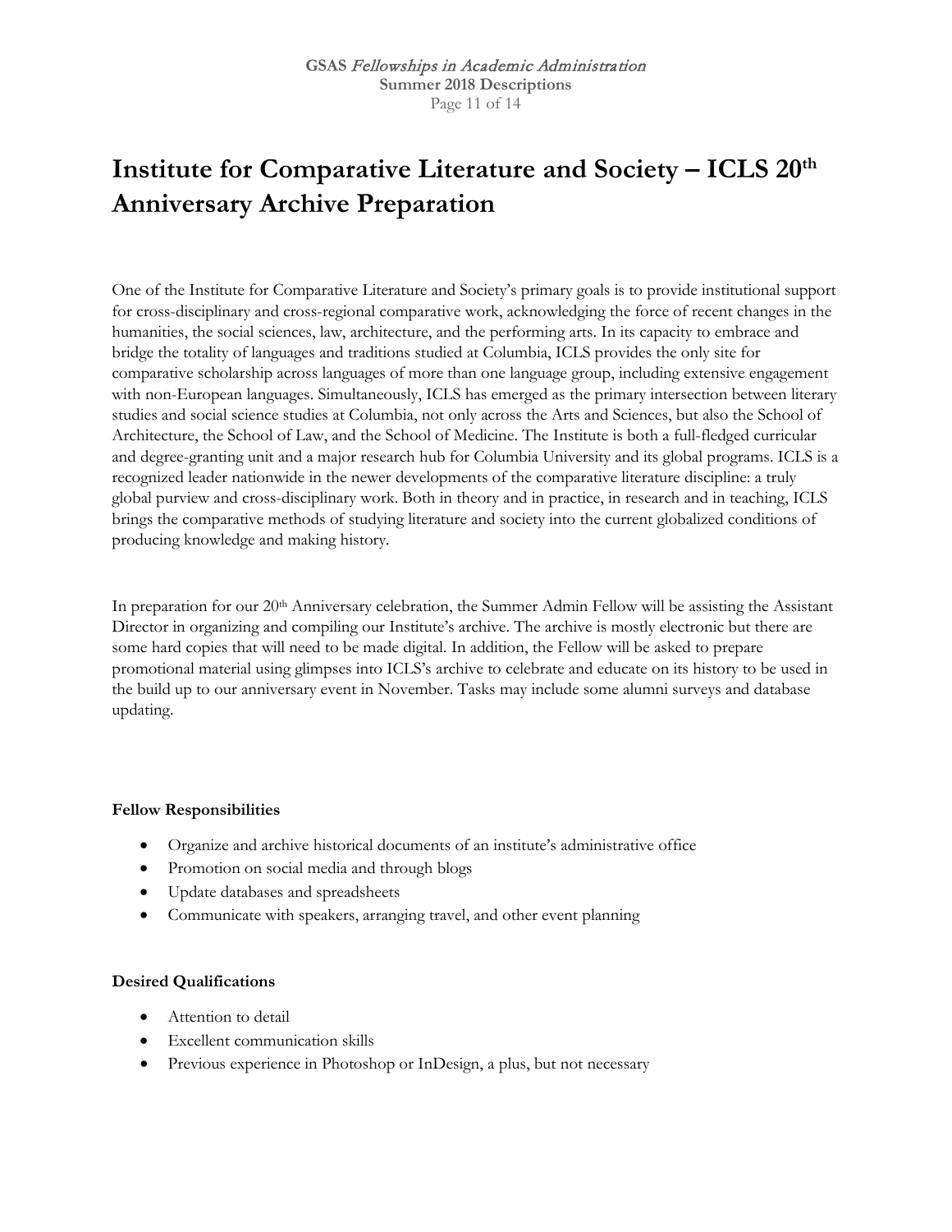# Institute for Comparative Literature and Society – ICLS 20th Anniversary Archive Preparation

One of the Institute for Comparative Literature and Society's primary goals is to provide institutional support for cross-disciplinary and cross-regional comparative work, acknowledging the force of recent changes in the humanities, the social sciences, law, architecture, and the performing arts. In its capacity to embrace and bridge the totality of languages and traditions studied at Columbia, ICLS provides the only site for comparative scholarship across languages of more than one language group, including extensive engagement with non-European languages. Simultaneously, ICLS has emerged as the primary intersection between literary studies and social science studies at Columbia, not only across the Arts and Sciences, but also the School of Architecture, the School of Law, and the School of Medicine. The Institute is both a full-fledged curricular and degree-granting unit and a major research hub for Columbia University and its global programs. ICLS is a recognized leader nationwide in the newer developments of the comparative literature discipline: a truly global purview and cross-disciplinary work. Both in theory and in practice, in research and in teaching, ICLS brings the comparative methods of studying literature and society into the current globalized conditions of producing knowledge and making history.

In preparation for our 20th Anniversary celebration, the Summer Admin Fellow will be assisting the Assistant Director in organizing and compiling our Institute's archive. The archive is mostly electronic but there are some hard copies that will need to be made digital. In addition, the Fellow will be asked to prepare promotional material using glimpses into ICLS's archive to celebrate and educate on its history to be used in the build up to our anniversary event in November. Tasks may include some alumni surveys and database updating.

**Fellow Responsibilities**

- Organize and archive historical documents of an institute's administrative office
- Promotion on social media and through blogs
- Update databases and spreadsheets
- Communicate with speakers, arranging travel, and other event planning

**Desired Qualifications**

- Attention to detail
- Excellent communication skills
- Previous experience in Photoshop or InDesign, a plus, but not necessary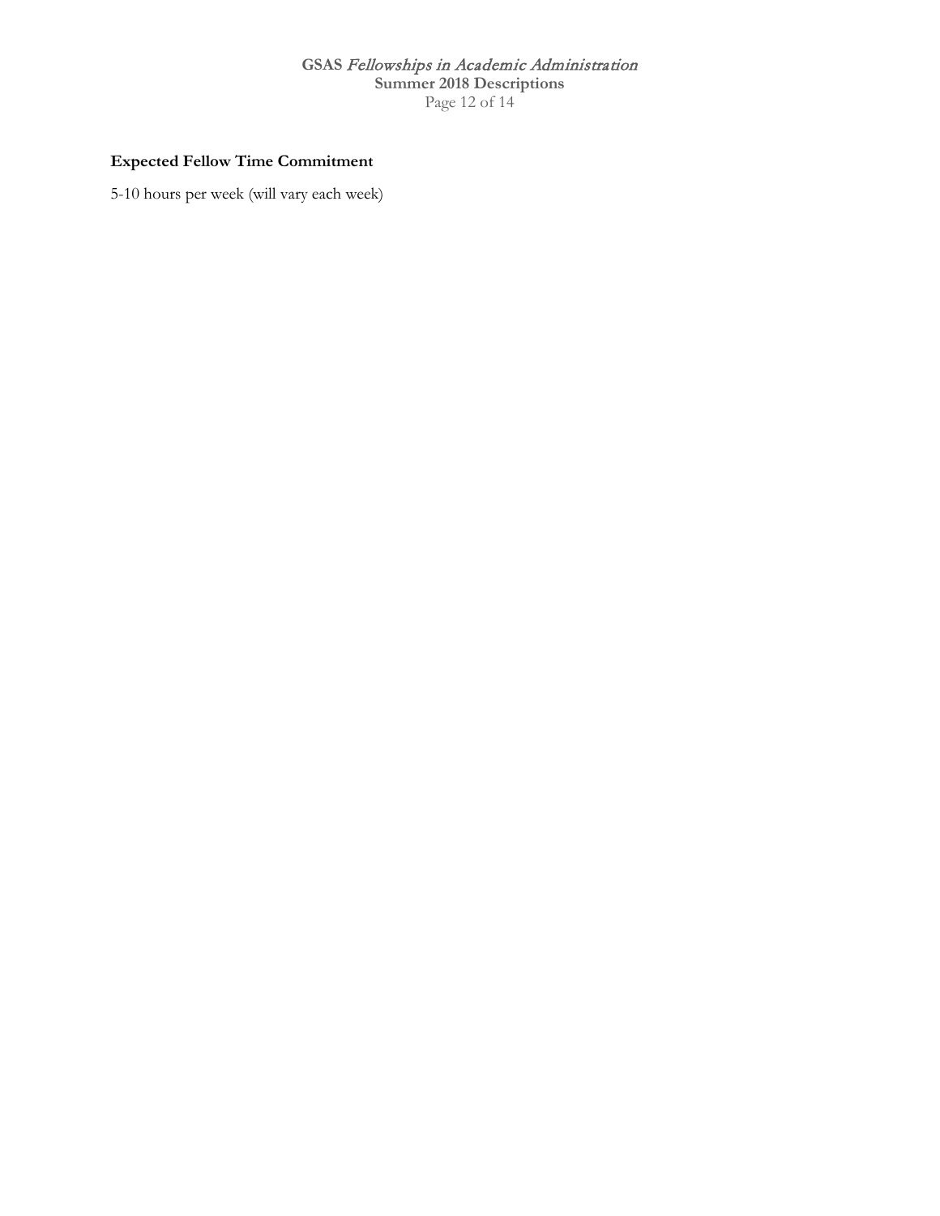**Expected Fellow Time Commitment**

5-10 hours per week (will vary each week)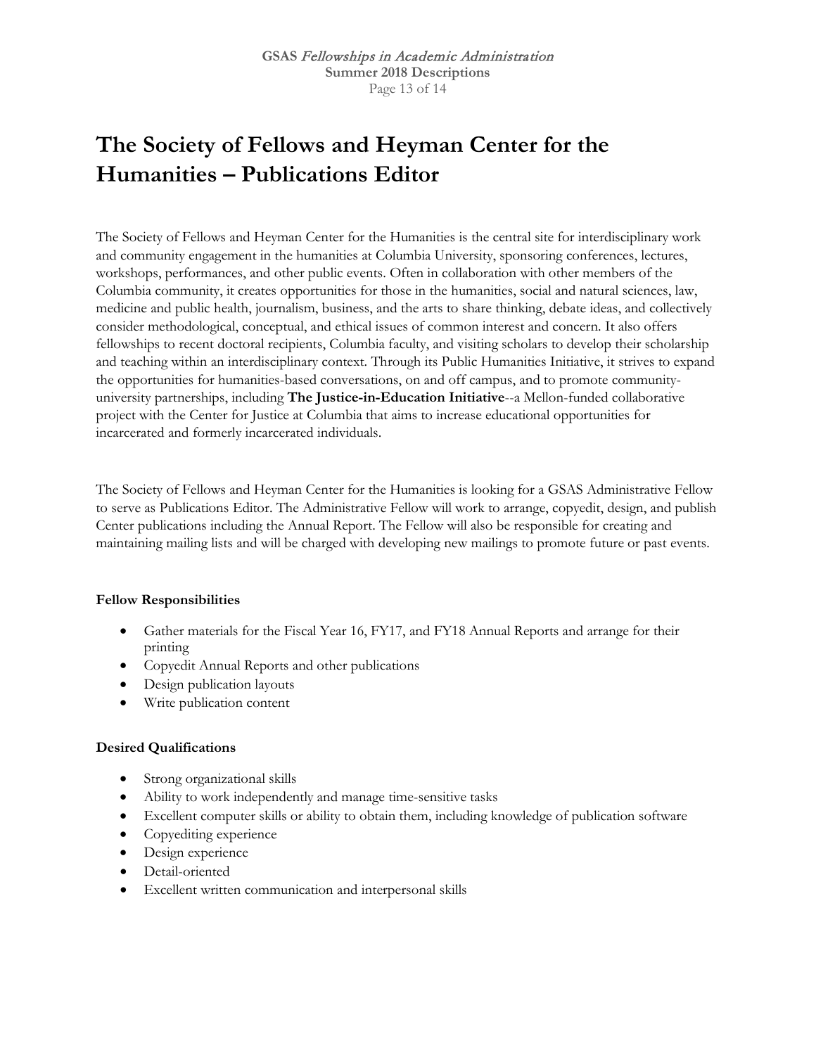# The Society of Fellows and Heyman Center for the Humanities – Publications Editor

The Society of Fellows and Heyman Center for the Humanities is the central site for interdisciplinary work and community engagement in the humanities at Columbia University, sponsoring conferences, lectures, workshops, performances, and other public events. Often in collaboration with other members of the Columbia community, it creates opportunities for those in the humanities, social and natural sciences, law, medicine and public health, journalism, business, and the arts to share thinking, debate ideas, and collectively consider methodological, conceptual, and ethical issues of common interest and concern. It also offers fellowships to recent doctoral recipients, Columbia faculty, and visiting scholars to develop their scholarship and teaching within an interdisciplinary context. Through its Public Humanities Initiative, it strives to expand the opportunities for humanities-based conversations, on and off campus, and to promote community-university partnerships, including **The Justice-in-Education Initiative**--a Mellon-funded collaborative project with the Center for Justice at Columbia that aims to increase educational opportunities for incarcerated and formerly incarcerated individuals.

The Society of Fellows and Heyman Center for the Humanities is looking for a GSAS Administrative Fellow to serve as Publications Editor. The Administrative Fellow will work to arrange, copyedit, design, and publish Center publications including the Annual Report. The Fellow will also be responsible for creating and maintaining mailing lists and will be charged with developing new mailings to promote future or past events.

**Fellow Responsibilities**

- Gather materials for the Fiscal Year 16, FY17, and FY18 Annual Reports and arrange for their printing
- Copyedit Annual Reports and other publications
- Design publication layouts
- Write publication content

**Desired Qualifications**

- Strong organizational skills
- Ability to work independently and manage time-sensitive tasks
- Excellent computer skills or ability to obtain them, including knowledge of publication software
- Copyediting experience
- Design experience
- Detail-oriented
- Excellent written communication and interpersonal skills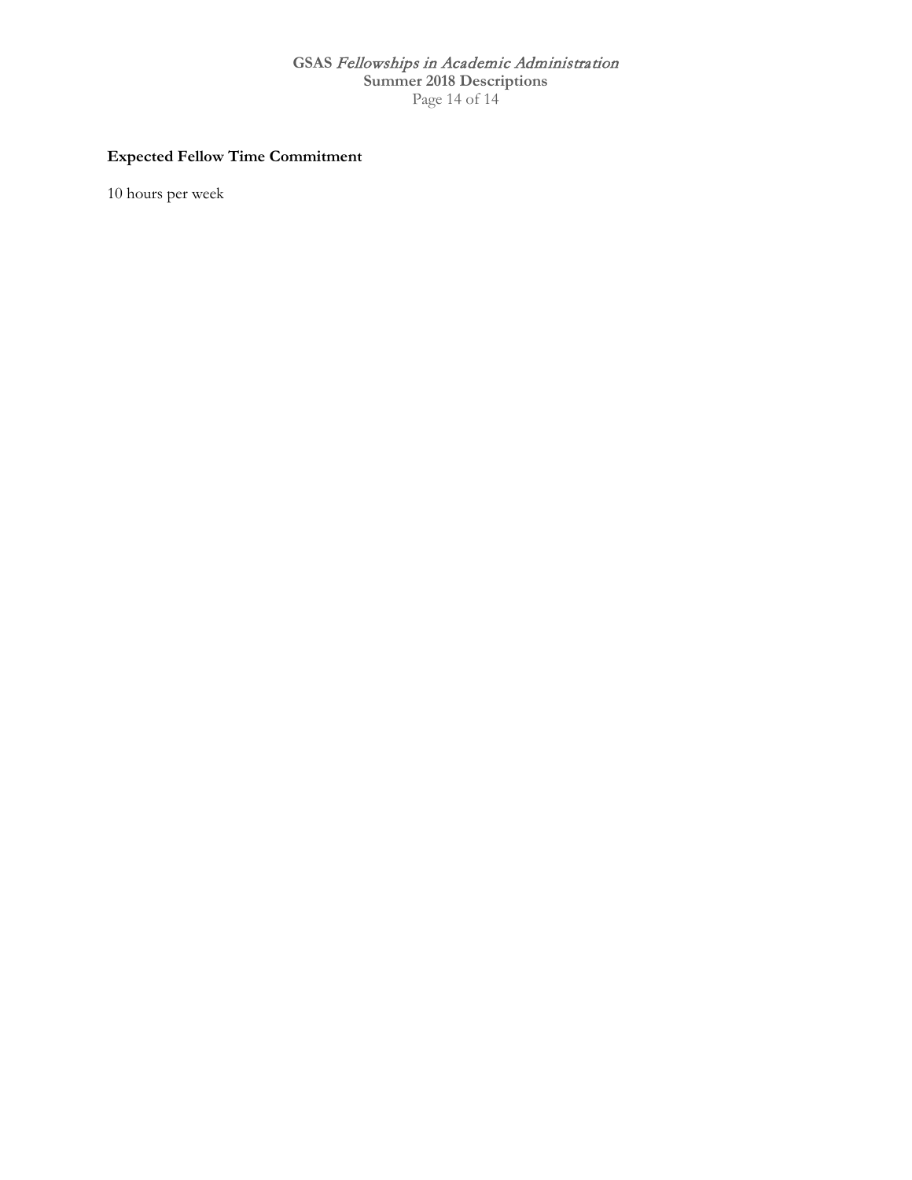**Expected Fellow Time Commitment**

10 hours per week